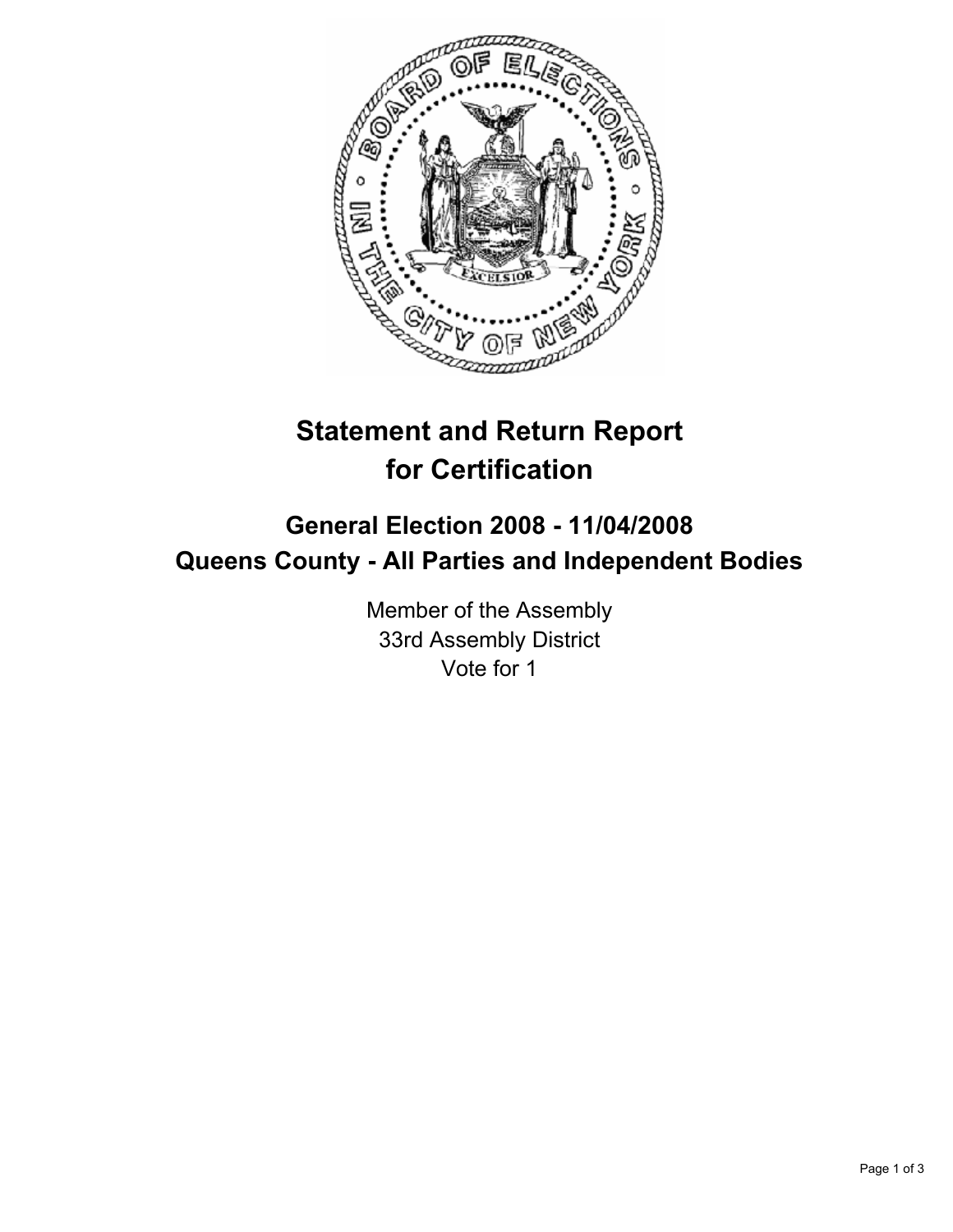# Statement and Return Report for Certification

## General Election 2008 - 11/04/2008
## Queens County - All Parties and Independent Bodies

Member of the Assembly
33rd Assembly District
Vote for 1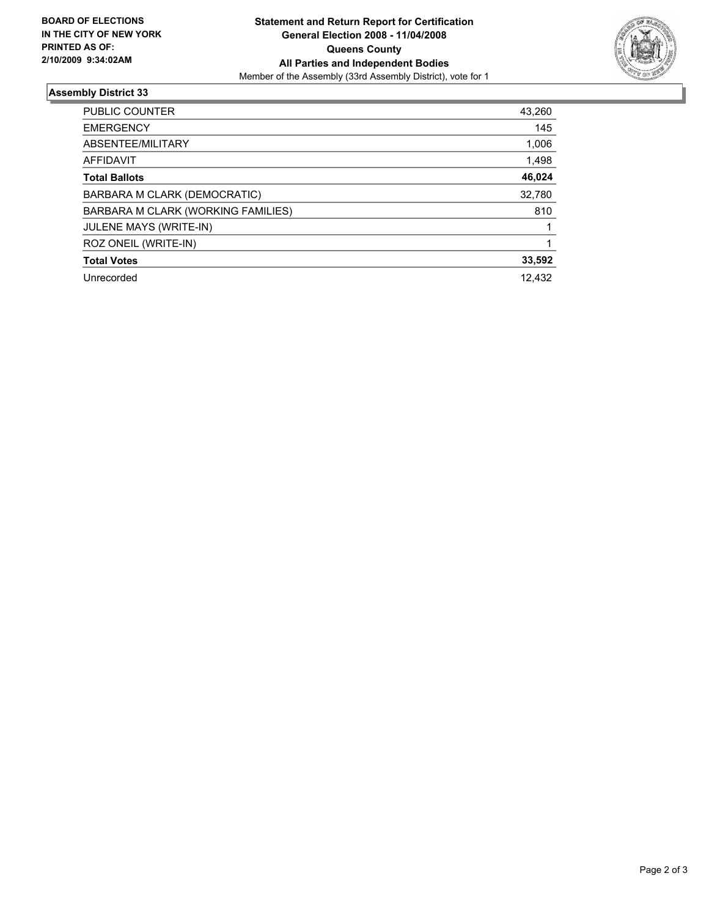**BOARD OF ELECTIONS IN THE CITY OF NEW YORK PRINTED AS OF: 2/10/2009 9:34:02AM**

# Statement and Return Report for Certification
## General Election 2008 - 11/04/2008
## Queens County
## All Parties and Independent Bodies

Member of the Assembly (33rd Assembly District), vote for 1

### Assembly District 33

| | |
|---|---|
| PUBLIC COUNTER | 43,260 |
| EMERGENCY | 145 |
| ABSENTEE/MILITARY | 1,006 |
| AFFIDAVIT | 1,498 |
| **Total Ballots** | **46,024** |
| BARBARA M CLARK (DEMOCRATIC) | 32,780 |
| BARBARA M CLARK (WORKING FAMILIES) | 810 |
| JULENE MAYS (WRITE-IN) | 1 |
| ROZ ONEIL (WRITE-IN) | 1 |
| **Total Votes** | **33,592** |
| Unrecorded | 12,432 |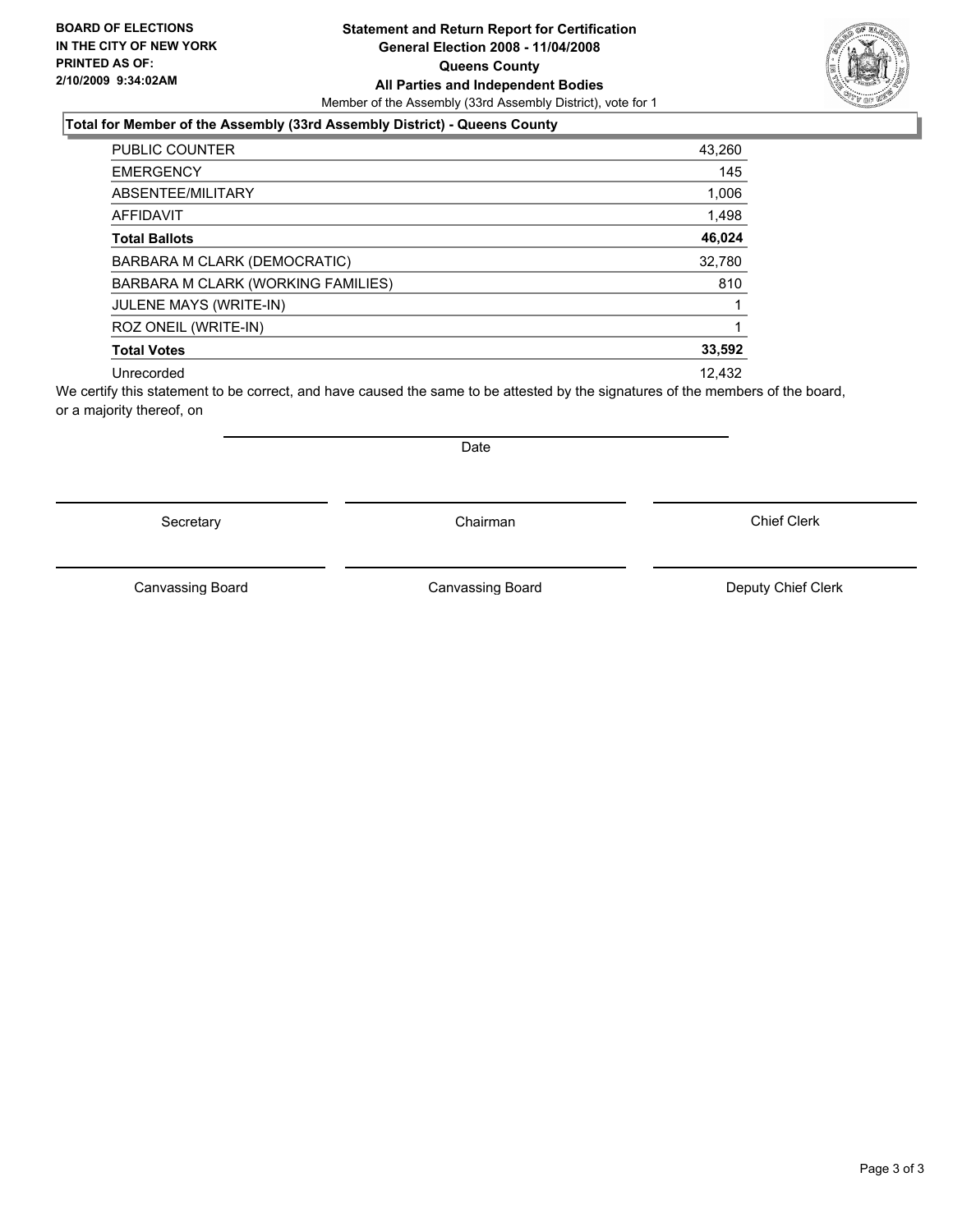**BOARD OF ELECTIONS IN THE CITY OF NEW YORK**
**PRINTED AS OF:**
**2/10/2009 9:34:02AM**

**Statement and Return Report for Certification**
**General Election 2008 - 11/04/2008**
**Queens County**
**All Parties and Independent Bodies**
Member of the Assembly (33rd Assembly District), vote for 1

### Total for Member of the Assembly (33rd Assembly District) - Queens County

| | |
|---|---|
| PUBLIC COUNTER | 43,260 |
| EMERGENCY | 145 |
| ABSENTEE/MILITARY | 1,006 |
| AFFIDAVIT | 1,498 |
| **Total Ballots** | **46,024** |
| BARBARA M CLARK (DEMOCRATIC) | 32,780 |
| BARBARA M CLARK (WORKING FAMILIES) | 810 |
| JULENE MAYS (WRITE-IN) | 1 |
| ROZ ONEIL (WRITE-IN) | 1 |
| **Total Votes** | **33,592** |
| Unrecorded | 12,432 |

We certify this statement to be correct, and have caused the same to be attested by the signatures of the members of the board, or a majority thereof, on

Date

Secretary | Chairman | Chief Clerk

Canvassing Board | Canvassing Board | Deputy Chief Clerk